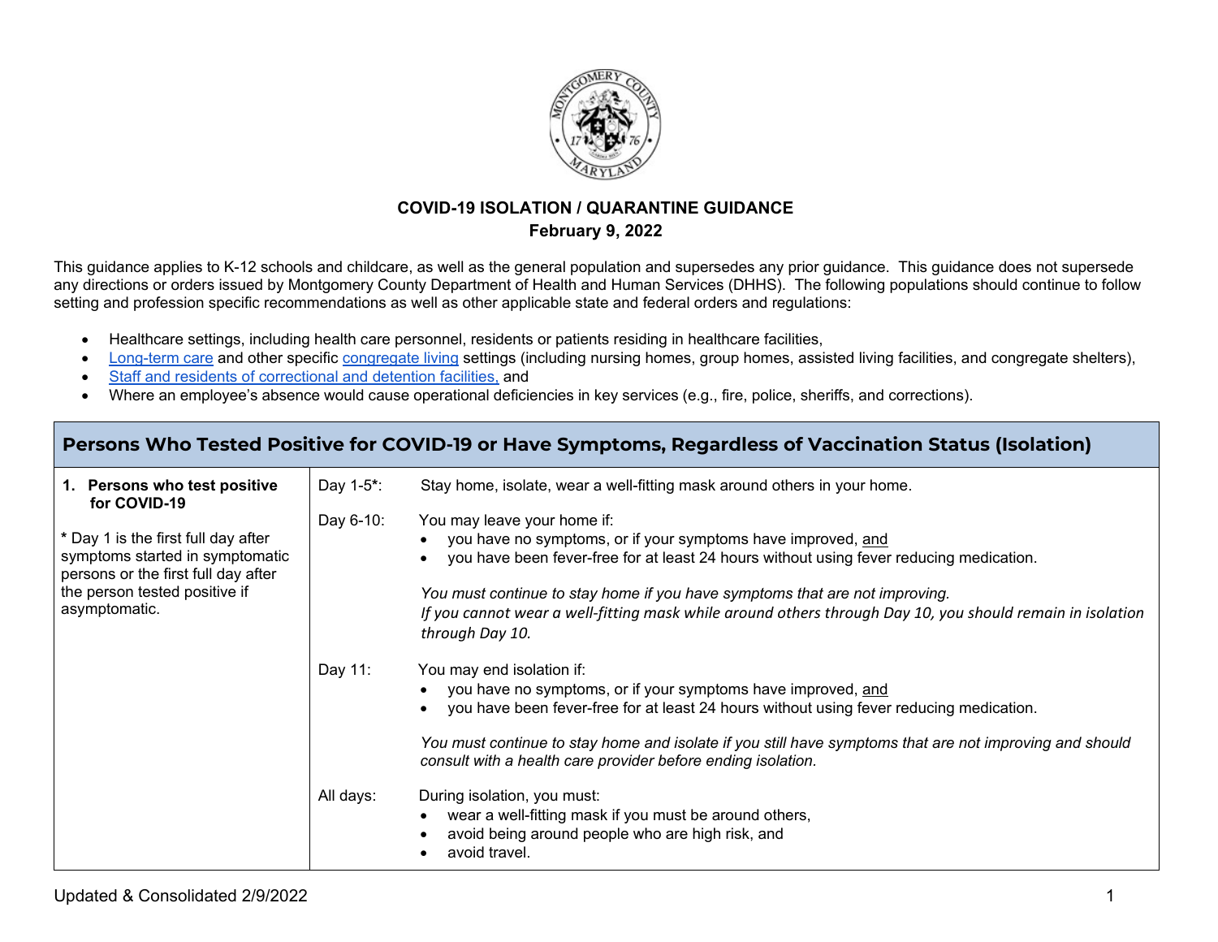# COVID-19 ISOLATION / QUARANTINE GUIDANCE

**February 9, 2022**

This guidance applies to K-12 schools and childcare, as well as the general population and supersedes any prior guidance. This guidance does not supersede any directions or orders issued by Montgomery County Department of Health and Human Services (DHHS). The following populations should continue to follow setting and profession specific recommendations as well as other applicable state and federal orders and regulations:

- Healthcare settings, including health care personnel, residents or patients residing in healthcare facilities,
- Long-term care and other specific congregate living settings (including nursing homes, group homes, assisted living facilities, and congregate shelters),
- Staff and residents of correctional and detention facilities, and
- Where an employee's absence would cause operational deficiencies in key services (e.g., fire, police, sheriffs, and corrections).

| Persons Who Tested Positive for COVID-19 or Have Symptoms, Regardless of Vaccination Status (Isolation) | | |
|---|---|---|
| **1. Persons who test positive for COVID-19**<br><br>**\*** Day 1 is the first full day after symptoms started in symptomatic persons or the first full day after the person tested positive if asymptomatic. | Day 1-5*: | Stay home, isolate, wear a well-fitting mask around others in your home. |
| | Day 6-10: | You may leave your home if:<br>• you have no symptoms, or if your symptoms have improved, <u>and</u><br>• you have been fever-free for at least 24 hours without using fever reducing medication.<br><br>*You must continue to stay home if you have symptoms that are not improving.*<br>*If you cannot wear a well-fitting mask while around others through Day 10, you should remain in isolation through Day 10.* |
| | Day 11: | You may end isolation if:<br>• you have no symptoms, or if your symptoms have improved, <u>and</u><br>• you have been fever-free for at least 24 hours without using fever reducing medication.<br><br>*You must continue to stay home and isolate if you still have symptoms that are not improving and should consult with a health care provider before ending isolation.* |
| | All days: | During isolation, you must:<br>• wear a well-fitting mask if you must be around others,<br>• avoid being around people who are high risk, and<br>• avoid travel. |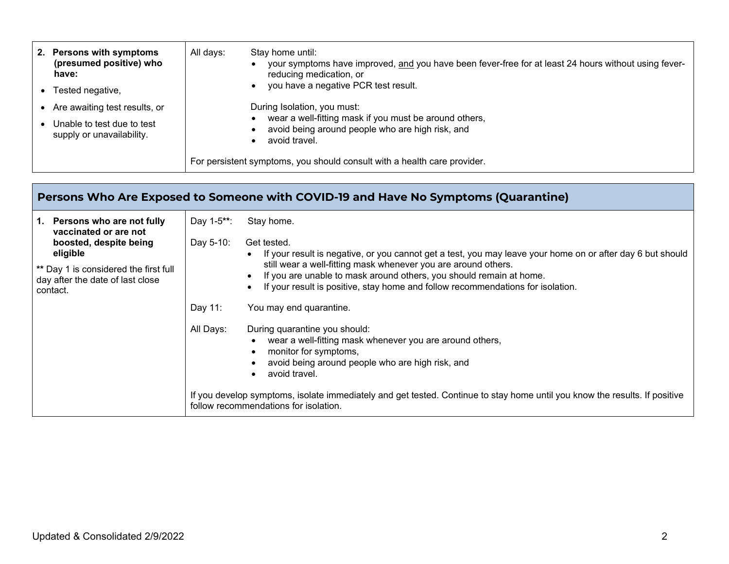| **2. Persons with symptoms (presumed positive) who have:**<br>• Tested negative,<br>• Are awaiting test results, or<br>• Unable to test due to test supply or unavailability. | All days: Stay home until:<br>• your symptoms have improved, <u>and</u> you have been fever-free for at least 24 hours without using fever-reducing medication, or<br>• you have a negative PCR test result.<br><br>During Isolation, you must:<br>• wear a well-fitting mask if you must be around others,<br>• avoid being around people who are high risk, and<br>• avoid travel.<br><br>For persistent symptoms, you should consult with a health care provider. |
|---|---|

| **Persons Who Are Exposed to Someone with COVID-19 and Have No Symptoms (Quarantine)** | |
|---|---|
| **1. Persons who are not fully vaccinated or are not boosted, despite being eligible**<br><br>** Day 1 is considered the first full day after the date of last close contact. | Day 1-5**: Stay home.<br><br>Day 5-10: Get tested.<br>• If your result is negative, or you cannot get a test, you may leave your home on or after day 6 but should still wear a well-fitting mask whenever you are around others.<br>• If you are unable to mask around others, you should remain at home.<br>• If your result is positive, stay home and follow recommendations for isolation.<br><br>Day 11: You may end quarantine.<br><br>All Days: During quarantine you should:<br>• wear a well-fitting mask whenever you are around others,<br>• monitor for symptoms,<br>• avoid being around people who are high risk, and<br>• avoid travel.<br><br>If you develop symptoms, isolate immediately and get tested. Continue to stay home until you know the results. If positive follow recommendations for isolation. |

Updated & Consolidated 2/9/2022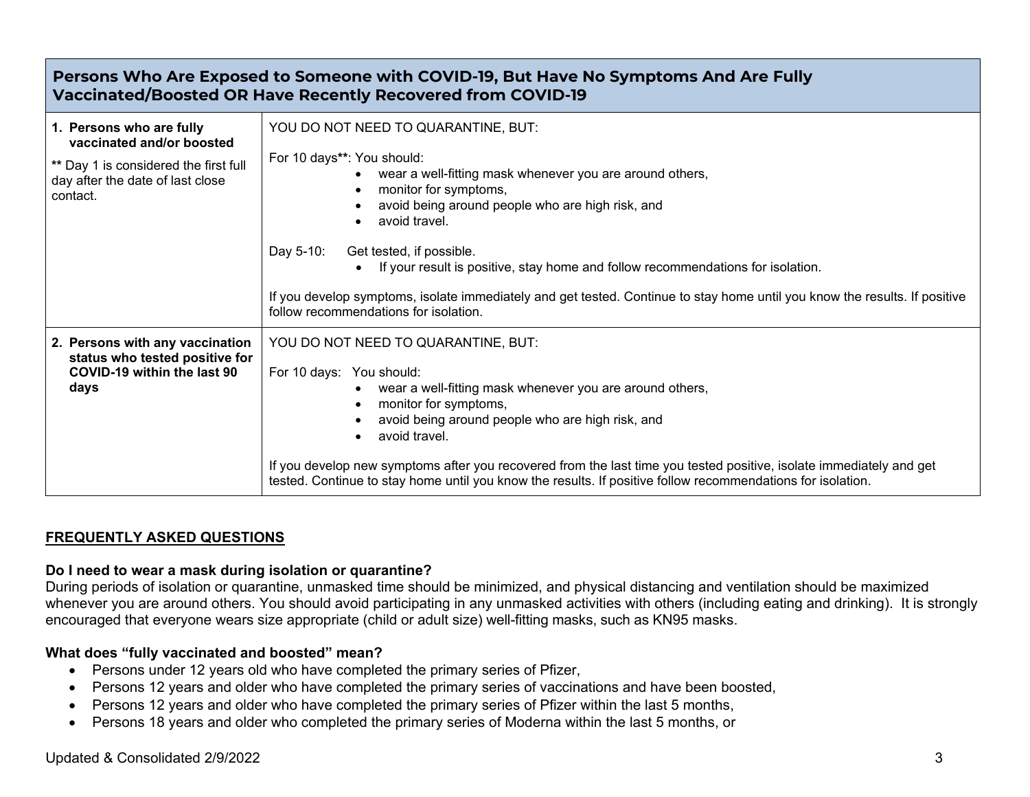| Persons Who Are Exposed to Someone with COVID-19, But Have No Symptoms And Are Fully Vaccinated/Boosted OR Have Recently Recovered from COVID-19 | |
|---|---|
| **1. Persons who are fully vaccinated and/or boosted**<br><br>\*\* Day 1 is considered the first full day after the date of last close contact. | YOU DO NOT NEED TO QUARANTINE, BUT:<br><br>For 10 days\*\*: You should:<br>• wear a well-fitting mask whenever you are around others,<br>• monitor for symptoms,<br>• avoid being around people who are high risk, and<br>• avoid travel.<br><br>Day 5-10: Get tested, if possible.<br>• If your result is positive, stay home and follow recommendations for isolation.<br><br>If you develop symptoms, isolate immediately and get tested. Continue to stay home until you know the results. If positive follow recommendations for isolation. |
| **2. Persons with any vaccination status who tested positive for COVID-19 within the last 90 days** | YOU DO NOT NEED TO QUARANTINE, BUT:<br><br>For 10 days: You should:<br>• wear a well-fitting mask whenever you are around others,<br>• monitor for symptoms,<br>• avoid being around people who are high risk, and<br>• avoid travel.<br><br>If you develop new symptoms after you recovered from the last time you tested positive, isolate immediately and get tested. Continue to stay home until you know the results. If positive follow recommendations for isolation. |

## FREQUENTLY ASKED QUESTIONS

**Do I need to wear a mask during isolation or quarantine?**

During periods of isolation or quarantine, unmasked time should be minimized, and physical distancing and ventilation should be maximized whenever you are around others. You should avoid participating in any unmasked activities with others (including eating and drinking). It is strongly encouraged that everyone wears size appropriate (child or adult size) well-fitting masks, such as KN95 masks.

**What does "fully vaccinated and boosted" mean?**

- Persons under 12 years old who have completed the primary series of Pfizer,
- Persons 12 years and older who have completed the primary series of vaccinations and have been boosted,
- Persons 12 years and older who have completed the primary series of Pfizer within the last 5 months,
- Persons 18 years and older who completed the primary series of Moderna within the last 5 months, or

Updated & Consolidated 2/9/2022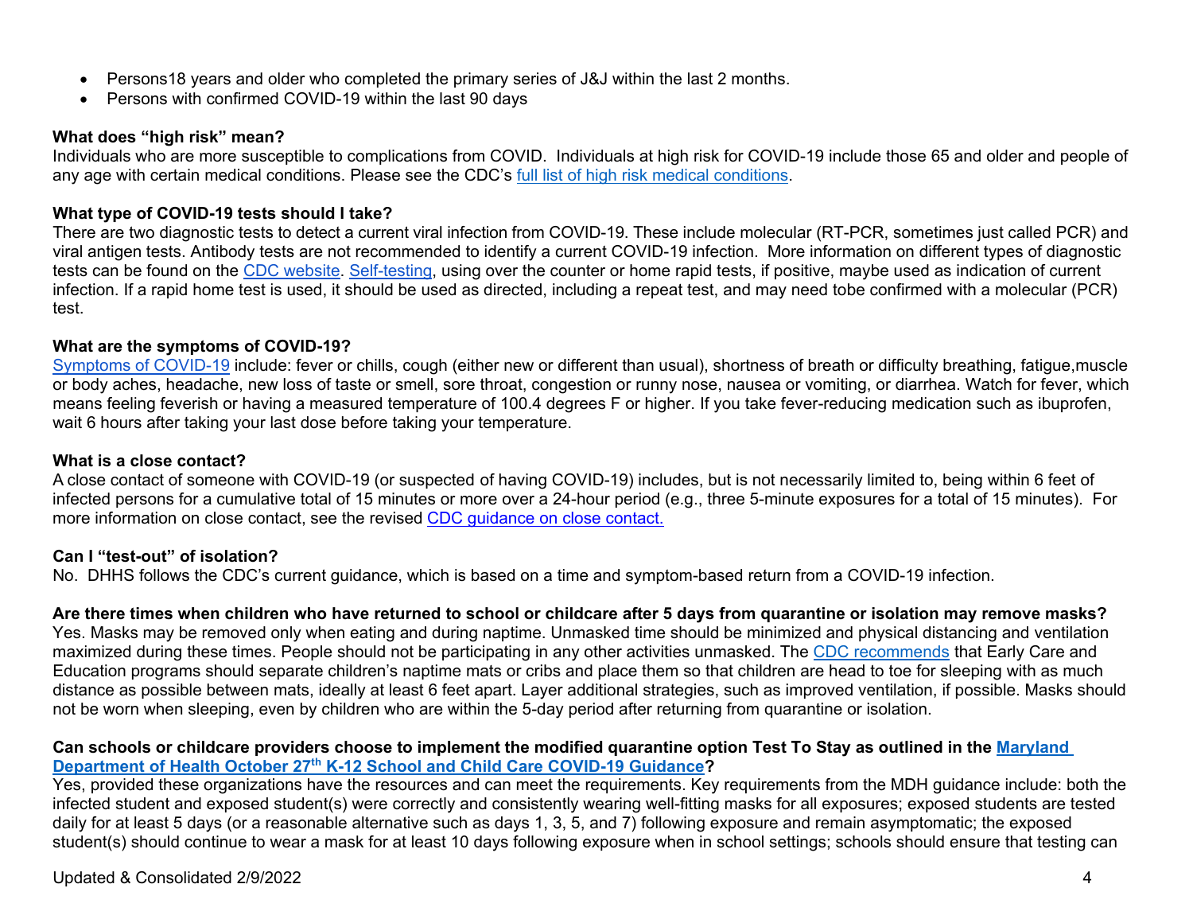- Persons18 years and older who completed the primary series of J&J within the last 2 months.
- Persons with confirmed COVID-19 within the last 90 days

**What does "high risk" mean?**
Individuals who are more susceptible to complications from COVID. Individuals at high risk for COVID-19 include those 65 and older and people of any age with certain medical conditions. Please see the CDC's full list of high risk medical conditions.

**What type of COVID-19 tests should I take?**
There are two diagnostic tests to detect a current viral infection from COVID-19. These include molecular (RT-PCR, sometimes just called PCR) and viral antigen tests. Antibody tests are not recommended to identify a current COVID-19 infection. More information on different types of diagnostic tests can be found on the CDC website. Self-testing, using over the counter or home rapid tests, if positive, maybe used as indication of current infection. If a rapid home test is used, it should be used as directed, including a repeat test, and may need tobe confirmed with a molecular (PCR) test.

**What are the symptoms of COVID-19?**
Symptoms of COVID-19 include: fever or chills, cough (either new or different than usual), shortness of breath or difficulty breathing, fatigue,muscle or body aches, headache, new loss of taste or smell, sore throat, congestion or runny nose, nausea or vomiting, or diarrhea. Watch for fever, which means feeling feverish or having a measured temperature of 100.4 degrees F or higher. If you take fever-reducing medication such as ibuprofen, wait 6 hours after taking your last dose before taking your temperature.

**What is a close contact?**
A close contact of someone with COVID-19 (or suspected of having COVID-19) includes, but is not necessarily limited to, being within 6 feet of infected persons for a cumulative total of 15 minutes or more over a 24-hour period (e.g., three 5-minute exposures for a total of 15 minutes). For more information on close contact, see the revised CDC guidance on close contact.

**Can I "test-out" of isolation?**
No. DHHS follows the CDC's current guidance, which is based on a time and symptom-based return from a COVID-19 infection.

**Are there times when children who have returned to school or childcare after 5 days from quarantine or isolation may remove masks?**
Yes. Masks may be removed only when eating and during naptime. Unmasked time should be minimized and physical distancing and ventilation maximized during these times. People should not be participating in any other activities unmasked. The CDC recommends that Early Care and Education programs should separate children's naptime mats or cribs and place them so that children are head to toe for sleeping with as much distance as possible between mats, ideally at least 6 feet apart. Layer additional strategies, such as improved ventilation, if possible. Masks should not be worn when sleeping, even by children who are within the 5-day period after returning from quarantine or isolation.

**Can schools or childcare providers choose to implement the modified quarantine option Test To Stay as outlined in the Maryland Department of Health October 27th K-12 School and Child Care COVID-19 Guidance?**
Yes, provided these organizations have the resources and can meet the requirements. Key requirements from the MDH guidance include: both the infected student and exposed student(s) were correctly and consistently wearing well-fitting masks for all exposures; exposed students are tested daily for at least 5 days (or a reasonable alternative such as days 1, 3, 5, and 7) following exposure and remain asymptomatic; the exposed student(s) should continue to wear a mask for at least 10 days following exposure when in school settings; schools should ensure that testing can

Updated & Consolidated 2/9/2022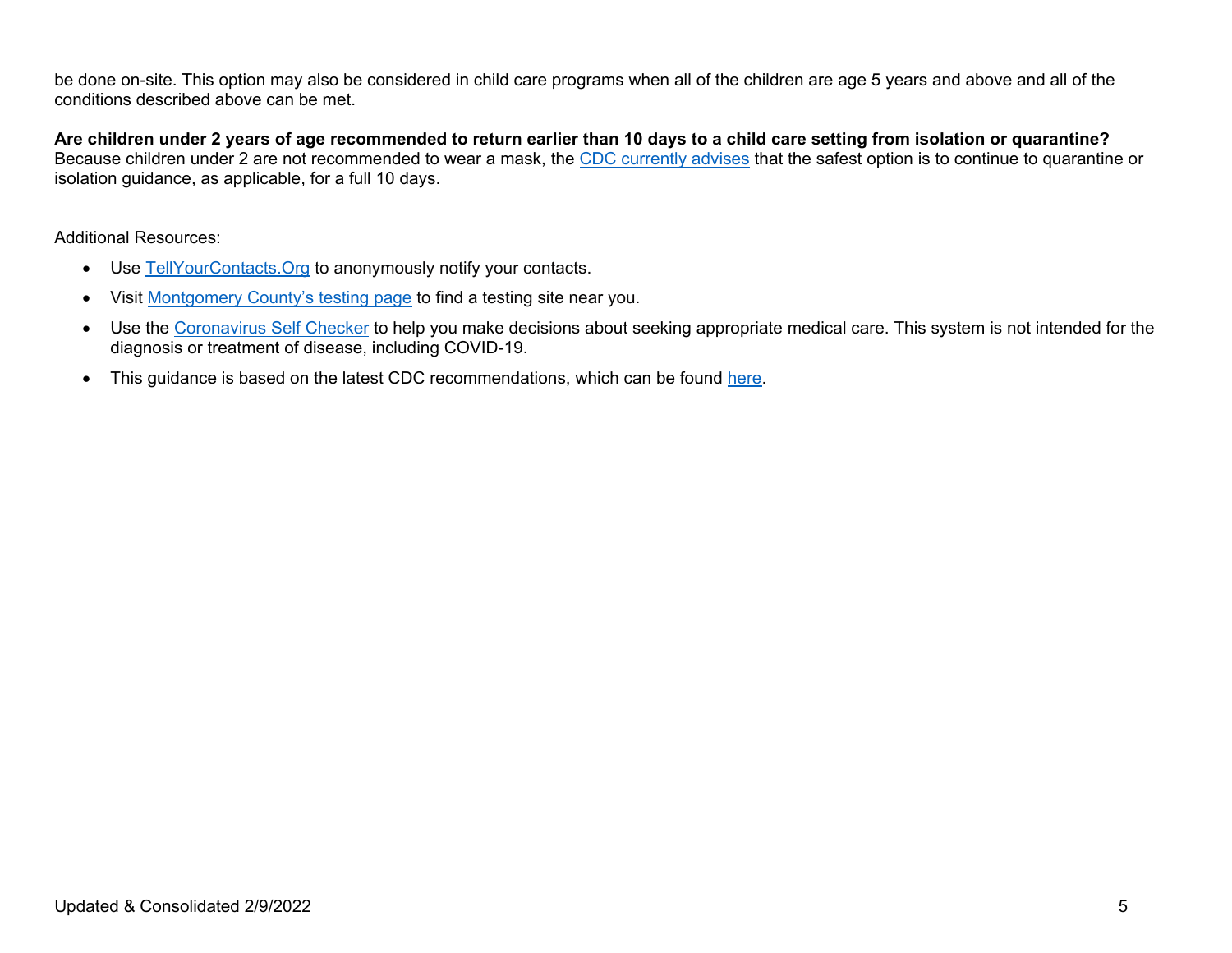be done on-site. This option may also be considered in child care programs when all of the children are age 5 years and above and all of the conditions described above can be met.

**Are children under 2 years of age recommended to return earlier than 10 days to a child care setting from isolation or quarantine?**
Because children under 2 are not recommended to wear a mask, the CDC currently advises that the safest option is to continue to quarantine or isolation guidance, as applicable, for a full 10 days.

Additional Resources:

- Use TellYourContacts.Org to anonymously notify your contacts.
- Visit Montgomery County's testing page to find a testing site near you.
- Use the Coronavirus Self Checker to help you make decisions about seeking appropriate medical care. This system is not intended for the diagnosis or treatment of disease, including COVID-19.
- This guidance is based on the latest CDC recommendations, which can be found here.

Updated & Consolidated 2/9/2022